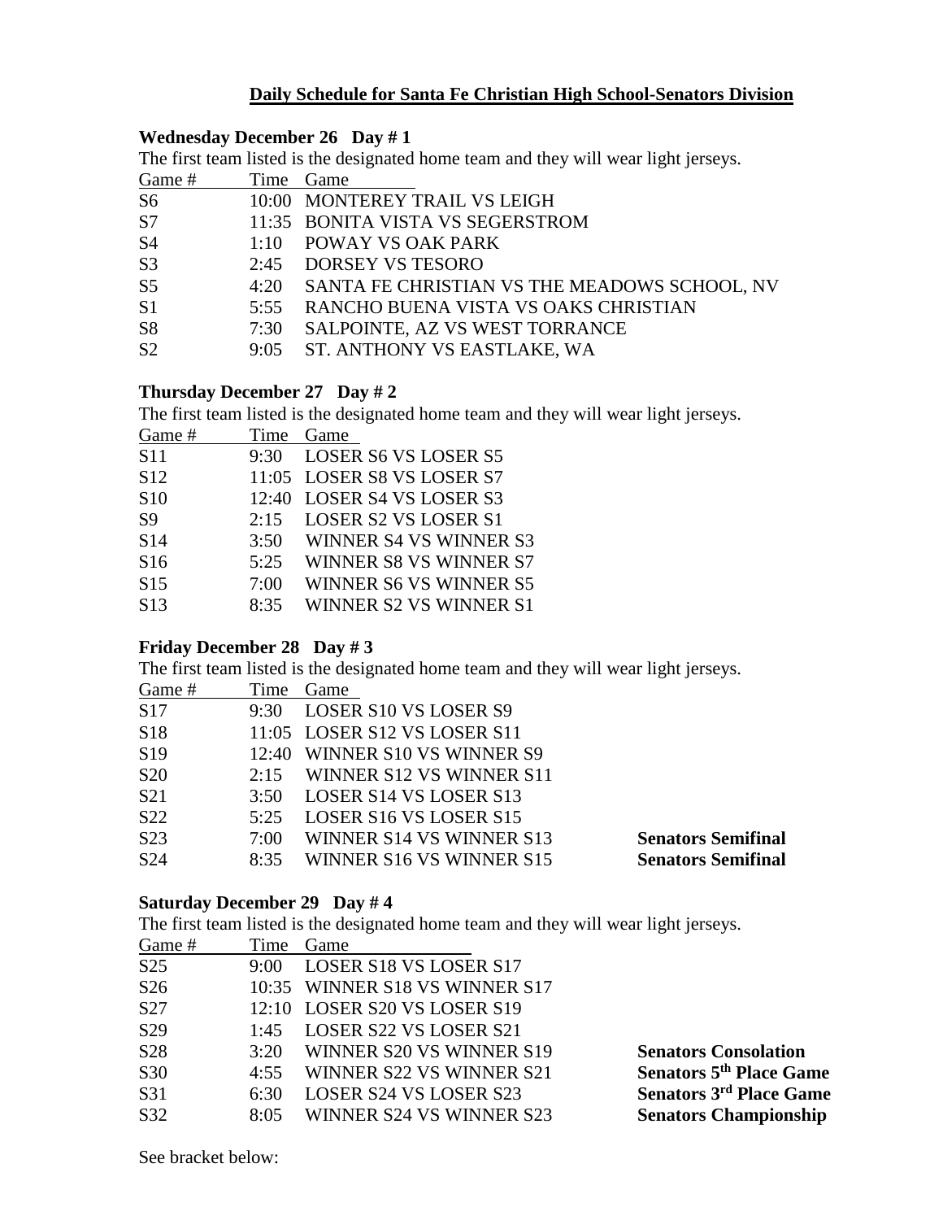# Daily Schedule for Santa Fe Christian High School-Senators Division

## Wednesday December 26 Day # 1

The first team listed is the designated home team and they will wear light jerseys.

| Game # | Time | Game |
|---|---|---|
| S6 | 10:00 | MONTEREY TRAIL VS LEIGH |
| S7 | 11:35 | BONITA VISTA VS SEGERSTROM |
| S4 | 1:10 | POWAY VS OAK PARK |
| S3 | 2:45 | DORSEY VS TESORO |
| S5 | 4:20 | SANTA FE CHRISTIAN VS THE MEADOWS SCHOOL, NV |
| S1 | 5:55 | RANCHO BUENA VISTA VS OAKS CHRISTIAN |
| S8 | 7:30 | SALPOINTE, AZ VS WEST TORRANCE |
| S2 | 9:05 | ST. ANTHONY VS EASTLAKE, WA |

## Thursday December 27 Day # 2

The first team listed is the designated home team and they will wear light jerseys.

| Game # | Time | Game |
|---|---|---|
| S11 | 9:30 | LOSER S6 VS LOSER S5 |
| S12 | 11:05 | LOSER S8 VS LOSER S7 |
| S10 | 12:40 | LOSER S4 VS LOSER S3 |
| S9 | 2:15 | LOSER S2 VS LOSER S1 |
| S14 | 3:50 | WINNER S4 VS WINNER S3 |
| S16 | 5:25 | WINNER S8 VS WINNER S7 |
| S15 | 7:00 | WINNER S6 VS WINNER S5 |
| S13 | 8:35 | WINNER S2 VS WINNER S1 |

## Friday December 28 Day # 3

The first team listed is the designated home team and they will wear light jerseys.

| Game # | Time | Game | |
|---|---|---|---|
| S17 | 9:30 | LOSER S10 VS LOSER S9 | |
| S18 | 11:05 | LOSER S12 VS LOSER S11 | |
| S19 | 12:40 | WINNER S10 VS WINNER S9 | |
| S20 | 2:15 | WINNER S12 VS WINNER S11 | |
| S21 | 3:50 | LOSER S14 VS LOSER S13 | |
| S22 | 5:25 | LOSER S16 VS LOSER S15 | |
| S23 | 7:00 | WINNER S14 VS WINNER S13 | **Senators Semifinal** |
| S24 | 8:35 | WINNER S16 VS WINNER S15 | **Senators Semifinal** |

## Saturday December 29 Day # 4

The first team listed is the designated home team and they will wear light jerseys.

| Game # | Time | Game | |
|---|---|---|---|
| S25 | 9:00 | LOSER S18 VS LOSER S17 | |
| S26 | 10:35 | WINNER S18 VS WINNER S17 | |
| S27 | 12:10 | LOSER S20 VS LOSER S19 | |
| S29 | 1:45 | LOSER S22 VS LOSER S21 | |
| S28 | 3:20 | WINNER S20 VS WINNER S19 | **Senators Consolation** |
| S30 | 4:55 | WINNER S22 VS WINNER S21 | **Senators 5th Place Game** |
| S31 | 6:30 | LOSER S24 VS LOSER S23 | **Senators 3rd Place Game** |
| S32 | 8:05 | WINNER S24 VS WINNER S23 | **Senators Championship** |

See bracket below: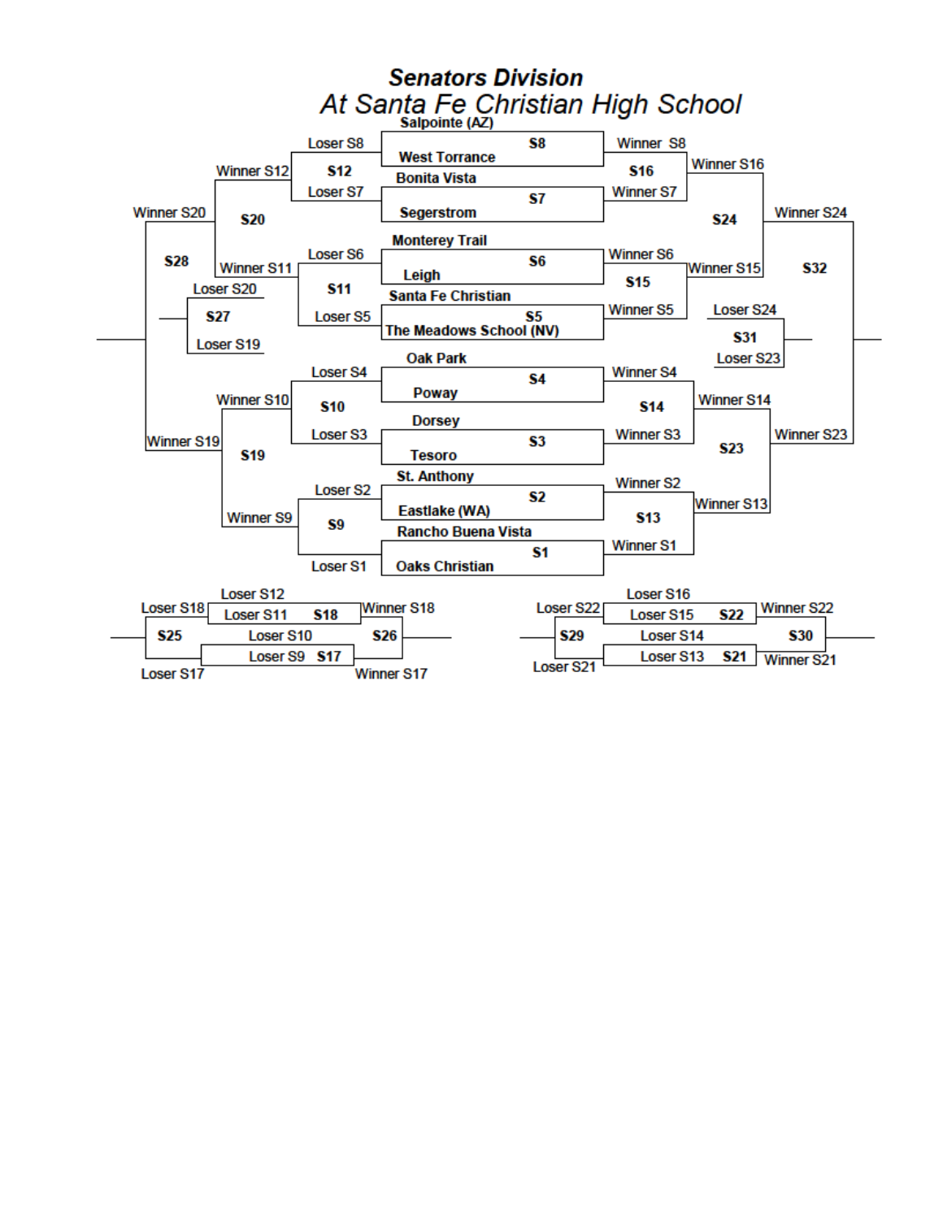# Senators Division

## *At Santa Fe Christian High School*

Salpointe (AZ)
S8
West Torrance

Bonita Vista
S7
Segerstrom

Monterey Trail
S6
Leigh

Santa Fe Christian
S5
The Meadows School (NV)

Oak Park
S4
Poway

Dorsey
S3
Tesoro

St. Anthony
S2
Eastlake (WA)

Rancho Buena Vista
S1
Oaks Christian

Loser S8
S12
Loser S7

Loser S6
S11
Loser S5

Loser S4
S10
Loser S3

Loser S2
S9
Loser S1

Winner S12
S20
Winner S11

Winner S10
S19
Winner S9

Winner S20
S28
Winner S19

Loser S20
S27
Loser S19

Winner S8
S16
Winner S7

Winner S6
S15
Winner S5

Winner S4
S14
Winner S3

Winner S2
S13
Winner S1

Winner S16
S24
Winner S15

Winner S14
S23
Winner S13

Winner S24
S32
Winner S23

Loser S24
S31
Loser S23

Loser S12
Loser S11 S18

Loser S10
Loser S9 S17

Loser S18
S25
Loser S17

Winner S18
S26
Winner S17

Loser S16
Loser S15 S22

Loser S14
Loser S13 S21

Loser S22
S29
Loser S21

Winner S22
S30
Winner S21